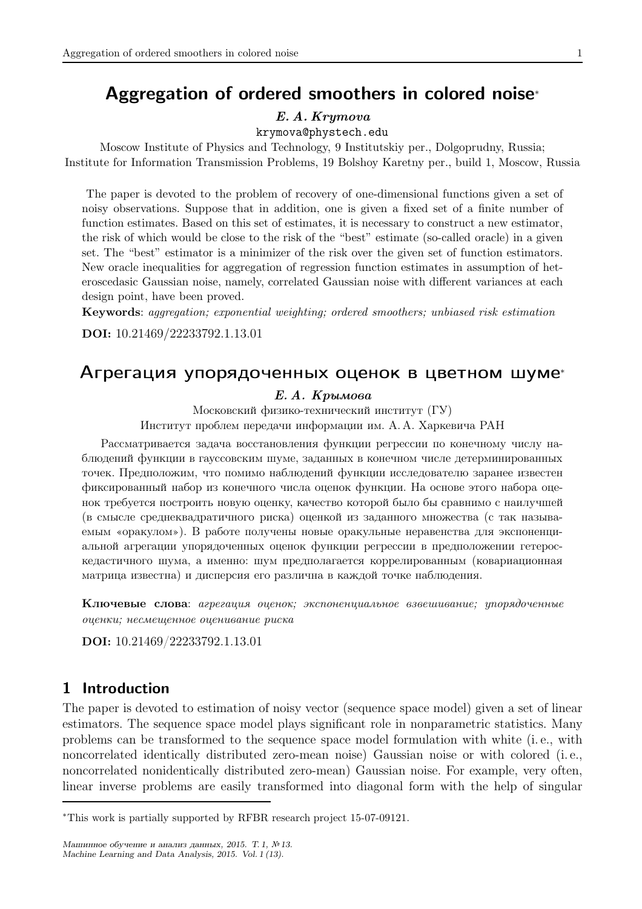# Aggregation of ordered smoothers in colored noise*

***E. A. Krymova***

krymova@phystech.edu

Moscow Institute of Physics and Technology, 9 Institutskiy per., Dolgoprudny, Russia;
Institute for Information Transmission Problems, 19 Bolshoy Karetny per., build 1, Moscow, Russia

The paper is devoted to the problem of recovery of one-dimensional functions given a set of noisy observations. Suppose that in addition, one is given a fixed set of a finite number of function estimates. Based on this set of estimates, it is necessary to construct a new estimator, the risk of which would be close to the risk of the "best" estimate (so-called oracle) in a given set. The "best" estimator is a minimizer of the risk over the given set of function estimators. New oracle inequalities for aggregation of regression function estimates in assumption of heteroscedasic Gaussian noise, namely, correlated Gaussian noise with different variances at each design point, have been proved.

**Keywords**: *aggregation; exponential weighting; ordered smoothers; unbiased risk estimation*

**DOI:** 10.21469/22233792.1.13.01

# Агрегация упорядоченных оценок в цветном шуме*

***Е. А. Крымова***

Московский физико-технический институт (ГУ)

Институт проблем передачи информации им. А. А. Харкевича РАН

Рассматривается задача восстановления функции регрессии по конечному числу наблюдений функции в гауссовским шуме, заданных в конечном числе детерминированных точек. Предположим, что помимо наблюдений функции исследователю заранее известен фиксированный набор из конечного числа оценок функции. На основе этого набора оценок требуется построить новую оценку, качество которой было бы сравнимо с наилучшей (в смысле среднеквадратичного риска) оценкой из заданного множества (с так называемым «оракулом»). В работе получены новые оракульные неравенства для экспоненциальной агрегации упорядоченных оценок функции регрессии в предположении гетероскедастичного шума, а именно: шум предполагается коррелированным (ковариационная матрица известна) и дисперсия его различна в каждой точке наблюдения.

**Ключевые слова**: *агрегация оценок; экспоненциальное взвешивание; упорядоченные оценки; несмещенное оценивание риска*

**DOI:** 10.21469/22233792.1.13.01

## 1 Introduction

The paper is devoted to estimation of noisy vector (sequence space model) given a set of linear estimators. The sequence space model plays significant role in nonparametric statistics. Many problems can be transformed to the sequence space model formulation with white (i. e., with noncorrelated identically distributed zero-mean noise) Gaussian noise or with colored (i. e., noncorrelated nonidentically distributed zero-mean) Gaussian noise. For example, very often, linear inverse problems are easily transformed into diagonal form with the help of singular

---

*This work is partially supported by RFBR research project 15-07-09121.

*Машинное обучение и анализ данных, 2015. Т. 1, № 13.*
*Machine Learning and Data Analysis, 2015. Vol. 1 (13).*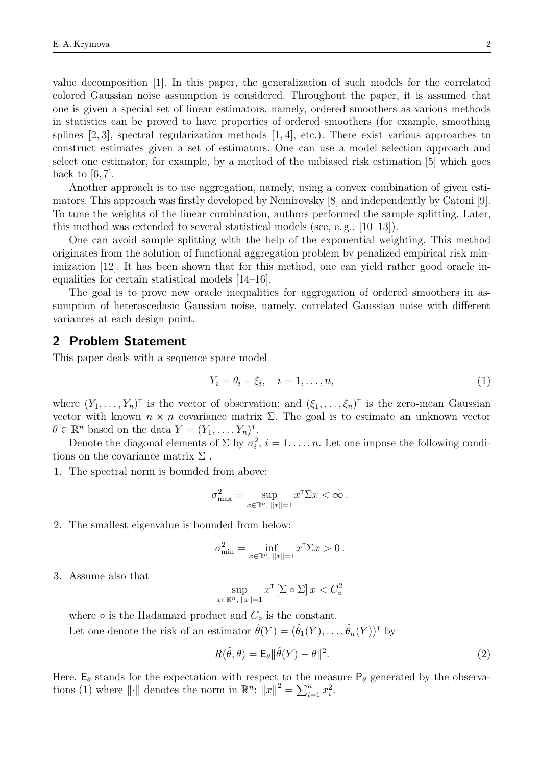value decomposition [1]. In this paper, the generalization of such models for the correlated colored Gaussian noise assumption is considered. Throughout the paper, it is assumed that one is given a special set of linear estimators, namely, ordered smoothers as various methods in statistics can be proved to have properties of ordered smoothers (for example, smoothing splines [2, 3], spectral regularization methods [1, 4], etc.). There exist various approaches to construct estimates given a set of estimators. One can use a model selection approach and select one estimator, for example, by a method of the unbiased risk estimation [5] which goes back to [6, 7].

Another approach is to use aggregation, namely, using a convex combination of given estimators. This approach was firstly developed by Nemirovsky [8] and independently by Catoni [9]. To tune the weights of the linear combination, authors performed the sample splitting. Later, this method was extended to several statistical models (see, e. g., [10–13]).

One can avoid sample splitting with the help of the exponential weighting. This method originates from the solution of functional aggregation problem by penalized empirical risk minimization [12]. It has been shown that for this method, one can yield rather good oracle inequalities for certain statistical models [14–16].

The goal is to prove new oracle inequalities for aggregation of ordered smoothers in assumption of heteroscedasic Gaussian noise, namely, correlated Gaussian noise with different variances at each design point.

## 2 Problem Statement

This paper deals with a sequence space model

$$Y_i = \theta_i + \xi_i, \quad i = 1, \ldots, n, \tag{1}$$

where $(Y_1, \ldots, Y_n)^\intercal$ is the vector of observation; and $(\xi_1, \ldots, \xi_n)^\intercal$ is the zero-mean Gaussian vector with known $n \times n$ covariance matrix $\Sigma$. The goal is to estimate an unknown vector $\theta \in \mathbb{R}^n$ based on the data $Y = (Y_1, \ldots, Y_n)^\intercal$.

Denote the diagonal elements of $\Sigma$ by $\sigma_i^2$, $i = 1, \ldots, n$. Let one impose the following conditions on the covariance matrix $\Sigma$ .

1. The spectral norm is bounded from above:

$$\sigma_{\max}^2 = \sup_{x \in \mathbb{R}^n,\ \|x\|=1} x^\intercal \Sigma x < \infty\,.$$

2. The smallest eigenvalue is bounded from below:

$$\sigma_{\min}^2 = \inf_{x \in \mathbb{R}^n,\ \|x\|=1} x^\intercal \Sigma x > 0\,.$$

3. Assume also that

$$\sup_{x \in \mathbb{R}^n,\ \|x\|=1} x^\intercal \left[\Sigma \circ \Sigma\right] x < C_\circ^2$$

where $\circ$ is the Hadamard product and $C_\circ$ is the constant.

Let one denote the risk of an estimator $\hat{\theta}(Y) = (\hat{\theta}_1(Y), \ldots, \hat{\theta}_n(Y))^\intercal$ by

$$R(\hat{\theta}, \theta) = \mathsf{E}_\theta \|\hat{\theta}(Y) - \theta\|^2. \tag{2}$$

Here, $\mathsf{E}_\theta$ stands for the expectation with respect to the measure $\mathsf{P}_\theta$ generated by the observations (1) where $\|\cdot\|$ denotes the norm in $\mathbb{R}^n$: $\|x\|^2 = \sum_{i=1}^n x_i^2$.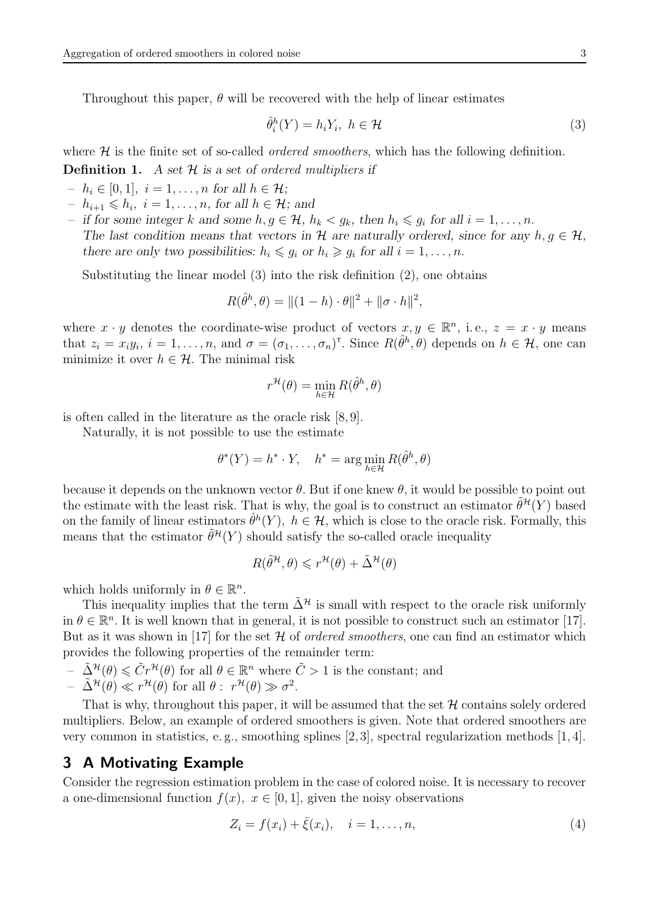Throughout this paper, $\theta$ will be recovered with the help of linear estimates

$$\hat{\theta}_i^h(Y) = h_i Y_i, \ h \in \mathcal{H} \tag{3}$$

where $\mathcal{H}$ is the finite set of so-called *ordered smoothers*, which has the following definition.

**Definition 1.** *A set $\mathcal{H}$ is a set of ordered multipliers if*

- $h_i \in [0,1], \ i = 1, \ldots, n$ *for all* $h \in \mathcal{H}$;
- $h_{i+1} \leqslant h_i, \ i = 1, \ldots, n,$ *for all* $h \in \mathcal{H}$; *and*
- *if for some integer $k$ and some $h, g \in \mathcal{H}$, $h_k < g_k$, then $h_i \leqslant g_i$ for all $i = 1, \ldots, n$.*
  *The last condition means that vectors in $\mathcal{H}$ are naturally ordered, since for any $h, g \in \mathcal{H}$, there are only two possibilities: $h_i \leqslant g_i$ or $h_i \geqslant g_i$ for all $i = 1, \ldots, n$.*

Substituting the linear model (3) into the risk definition (2), one obtains

$$R(\hat{\theta}^h, \theta) = \|(1-h)\cdot\theta\|^2 + \|\sigma \cdot h\|^2,$$

where $x \cdot y$ denotes the coordinate-wise product of vectors $x, y \in \mathbb{R}^n$, i.e., $z = x \cdot y$ means that $z_i = x_i y_i$, $i = 1, \ldots, n$, and $\sigma = (\sigma_1, \ldots, \sigma_n)^\intercal$. Since $R(\hat{\theta}^h, \theta)$ depends on $h \in \mathcal{H}$, one can minimize it over $h \in \mathcal{H}$. The minimal risk

$$r^{\mathcal{H}}(\theta) = \min_{h \in \mathcal{H}} R(\hat{\theta}^h, \theta)$$

is often called in the literature as the oracle risk [8, 9].

Naturally, it is not possible to use the estimate

$$\theta^*(Y) = h^* \cdot Y, \quad h^* = \arg\min_{h \in \mathcal{H}} R(\hat{\theta}^h, \theta)$$

because it depends on the unknown vector $\theta$. But if one knew $\theta$, it would be possible to point out the estimate with the least risk. That is why, the goal is to construct an estimator $\tilde{\theta}^{\mathcal{H}}(Y)$ based on the family of linear estimators $\hat{\theta}^h(Y), \ h \in \mathcal{H}$, which is close to the oracle risk. Formally, this means that the estimator $\tilde{\theta}^{\mathcal{H}}(Y)$ should satisfy the so-called oracle inequality

$$R(\tilde{\theta}^{\mathcal{H}}, \theta) \leqslant r^{\mathcal{H}}(\theta) + \tilde{\Delta}^{\mathcal{H}}(\theta)$$

which holds uniformly in $\theta \in \mathbb{R}^n$.

This inequality implies that the term $\tilde{\Delta}^{\mathcal{H}}$ is small with respect to the oracle risk uniformly in $\theta \in \mathbb{R}^n$. It is well known that in general, it is not possible to construct such an estimator [17]. But as it was shown in [17] for the set $\mathcal{H}$ of *ordered smoothers*, one can find an estimator which provides the following properties of the remainder term:

- $\tilde{\Delta}^{\mathcal{H}}(\theta) \leqslant \tilde{C} r^{\mathcal{H}}(\theta)$ for all $\theta \in \mathbb{R}^n$ where $\tilde{C} > 1$ is the constant; and
- $\tilde{\Delta}^{\mathcal{H}}(\theta) \ll r^{\mathcal{H}}(\theta)$ for all $\theta : \ r^{\mathcal{H}}(\theta) \gg \sigma^2$.

That is why, throughout this paper, it will be assumed that the set $\mathcal{H}$ contains solely ordered multipliers. Below, an example of ordered smoothers is given. Note that ordered smoothers are very common in statistics, e.g., smoothing splines [2, 3], spectral regularization methods [1, 4].

## 3 A Motivating Example

Consider the regression estimation problem in the case of colored noise. It is necessary to recover a one-dimensional function $f(x), \ x \in [0,1]$, given the noisy observations

$$Z_i = f(x_i) + \bar{\xi}(x_i), \quad i = 1, \ldots, n, \tag{4}$$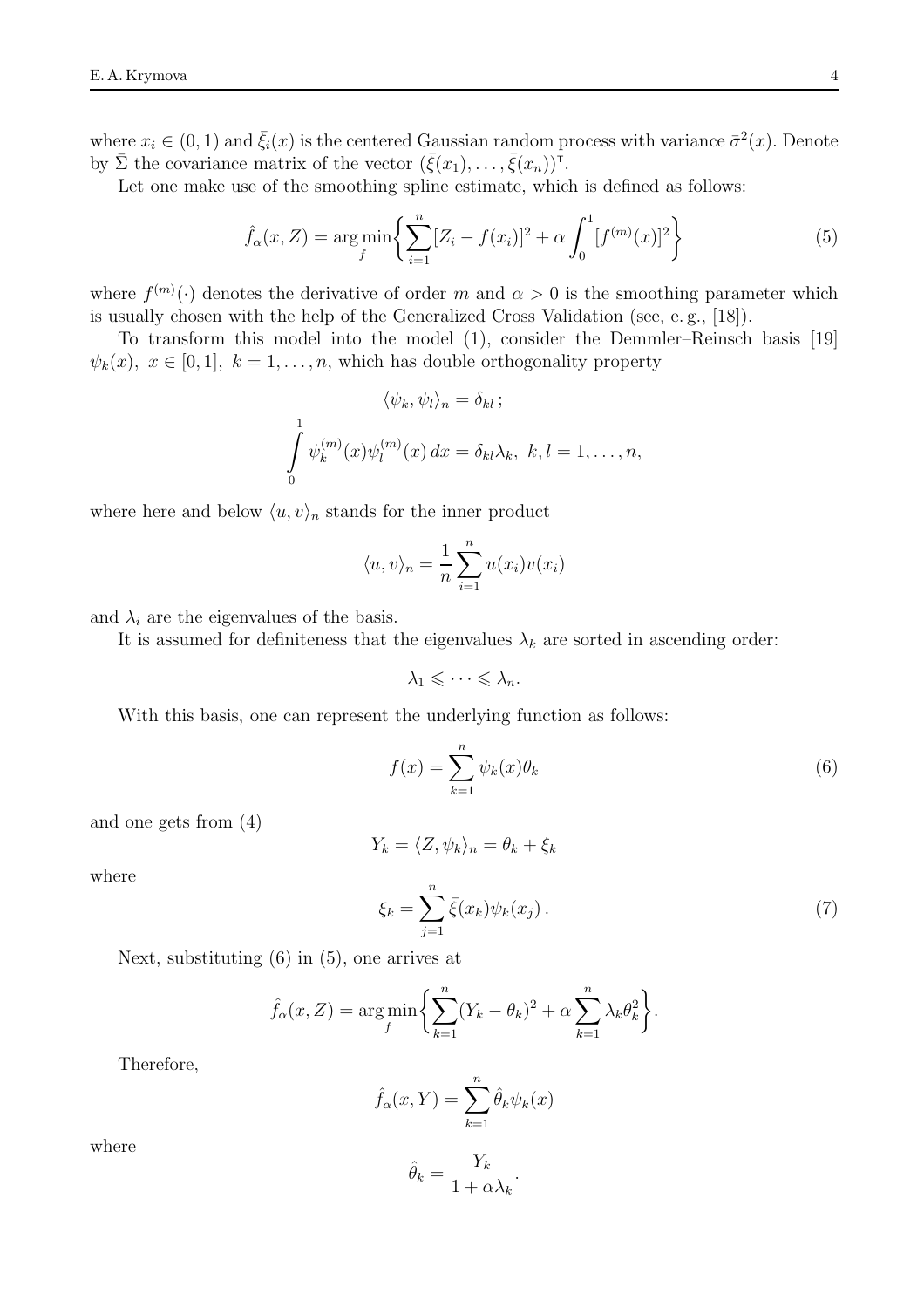where $x_i \in (0,1)$ and $\bar{\xi}_i(x)$ is the centered Gaussian random process with variance $\bar{\sigma}^2(x)$. Denote by $\bar{\Sigma}$ the covariance matrix of the vector $(\bar{\xi}(x_1), \ldots, \bar{\xi}(x_n))^\intercal$.

Let one make use of the smoothing spline estimate, which is defined as follows:

$$\hat{f}_\alpha(x, Z) = \arg\min_f \biggl\{ \sum_{i=1}^n [Z_i - f(x_i)]^2 + \alpha \int_0^1 [f^{(m)}(x)]^2 \biggr\} \tag{5}$$

where $f^{(m)}(\cdot)$ denotes the derivative of order $m$ and $\alpha > 0$ is the smoothing parameter which is usually chosen with the help of the Generalized Cross Validation (see, e. g., [18]).

To transform this model into the model (1), consider the Demmler–Reinsch basis [19] $\psi_k(x),\ x \in [0,1],\ k = 1, \ldots, n$, which has double orthogonality property

$$\langle \psi_k, \psi_l \rangle_n = \delta_{kl}\,;$$

$$\int_0^1 \psi_k^{(m)}(x) \psi_l^{(m)}(x)\, dx = \delta_{kl}\lambda_k,\ \ k, l = 1, \ldots, n,$$

where here and below $\langle u, v\rangle_n$ stands for the inner product

$$\langle u, v \rangle_n = \frac{1}{n} \sum_{i=1}^n u(x_i) v(x_i)$$

and $\lambda_i$ are the eigenvalues of the basis.

It is assumed for definiteness that the eigenvalues $\lambda_k$ are sorted in ascending order:

$$\lambda_1 \leqslant \cdots \leqslant \lambda_n.$$

With this basis, one can represent the underlying function as follows:

$$f(x) = \sum_{k=1}^n \psi_k(x) \theta_k \tag{6}$$

and one gets from (4)

$$Y_k = \langle Z, \psi_k \rangle_n = \theta_k + \xi_k$$

where

$$\xi_k = \sum_{j=1}^n \bar{\xi}(x_k) \psi_k(x_j)\,. \tag{7}$$

Next, substituting (6) in (5), one arrives at

$$\hat{f}_\alpha(x, Z) = \arg\min_f \biggl\{ \sum_{k=1}^n (Y_k - \theta_k)^2 + \alpha \sum_{k=1}^n \lambda_k \theta_k^2 \biggr\}.$$

Therefore,

$$\hat{f}_\alpha(x, Y) = \sum_{k=1}^n \hat{\theta}_k \psi_k(x)$$

where

$$\hat{\theta}_k = \frac{Y_k}{1 + \alpha\lambda_k}.$$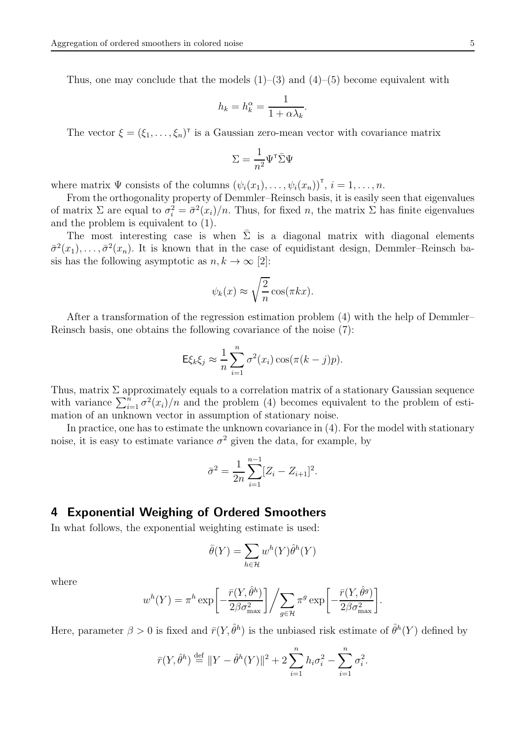Thus, one may conclude that the models (1)–(3) and (4)–(5) become equivalent with

$$h_k = h_k^\alpha = \frac{1}{1 + \alpha\lambda_k}.$$

The vector $\xi = (\xi_1, \dots, \xi_n)^\intercal$ is a Gaussian zero-mean vector with covariance matrix

$$\Sigma = \frac{1}{n^2}\Psi^\intercal\bar{\Sigma}\Psi$$

where matrix $\Psi$ consists of the columns $(\psi_i(x_1), \dots, \psi_i(x_n))^\intercal$, $i = 1, \dots, n$.

From the orthogonality property of Demmler–Reinsch basis, it is easily seen that eigenvalues of matrix $\Sigma$ are equal to $\sigma_i^2 = \bar{\sigma}^2(x_i)/n$. Thus, for fixed $n$, the matrix $\Sigma$ has finite eigenvalues and the problem is equivalent to (1).

The most interesting case is when $\bar{\Sigma}$ is a diagonal matrix with diagonal elements $\bar{\sigma}^2(x_1), \dots, \bar{\sigma}^2(x_n)$. It is known that in the case of equidistant design, Demmler–Reinsch basis has the following asymptotic as $n, k \to \infty$ [2]:

$$\psi_k(x) \approx \sqrt{\frac{2}{n}}\cos(\pi k x).$$

After a transformation of the regression estimation problem (4) with the help of Demmler–Reinsch basis, one obtains the following covariance of the noise (7):

$$\mathsf{E}\xi_k\xi_j \approx \frac{1}{n}\sum_{i=1}^{n}\sigma^2(x_i)\cos(\pi(k-j)p).$$

Thus, matrix $\Sigma$ approximately equals to a correlation matrix of a stationary Gaussian sequence with variance $\sum_{i=1}^{n}\sigma^2(x_i)/n$ and the problem (4) becomes equivalent to the problem of estimation of an unknown vector in assumption of stationary noise.

In practice, one has to estimate the unknown covariance in (4). For the model with stationary noise, it is easy to estimate variance $\sigma^2$ given the data, for example, by

$$\bar{\sigma}^2 = \frac{1}{2n}\sum_{i=1}^{n-1}[Z_i - Z_{i+1}]^2.$$

## 4 Exponential Weighing of Ordered Smoothers

In what follows, the exponential weighting estimate is used:

$$\bar{\theta}(Y) = \sum_{h\in\mathcal{H}} w^h(Y)\hat{\theta}^h(Y)$$

where

$$w^h(Y) = \pi^h \exp\left[-\frac{\bar{r}(Y, \hat{\theta}^h)}{2\beta\sigma_{\max}^2}\right] \Big/ \sum_{g\in\mathcal{H}} \pi^g \exp\left[-\frac{\bar{r}(Y, \hat{\theta}^g)}{2\beta\sigma_{\max}^2}\right].$$

Here, parameter $\beta > 0$ is fixed and $\bar{r}(Y, \hat{\theta}^h)$ is the unbiased risk estimate of $\hat{\theta}^h(Y)$ defined by

$$\bar{r}(Y, \hat{\theta}^h) \stackrel{\text{def}}{=} \|Y - \hat{\theta}^h(Y)\|^2 + 2\sum_{i=1}^{n} h_i\sigma_i^2 - \sum_{i=1}^{n}\sigma_i^2.$$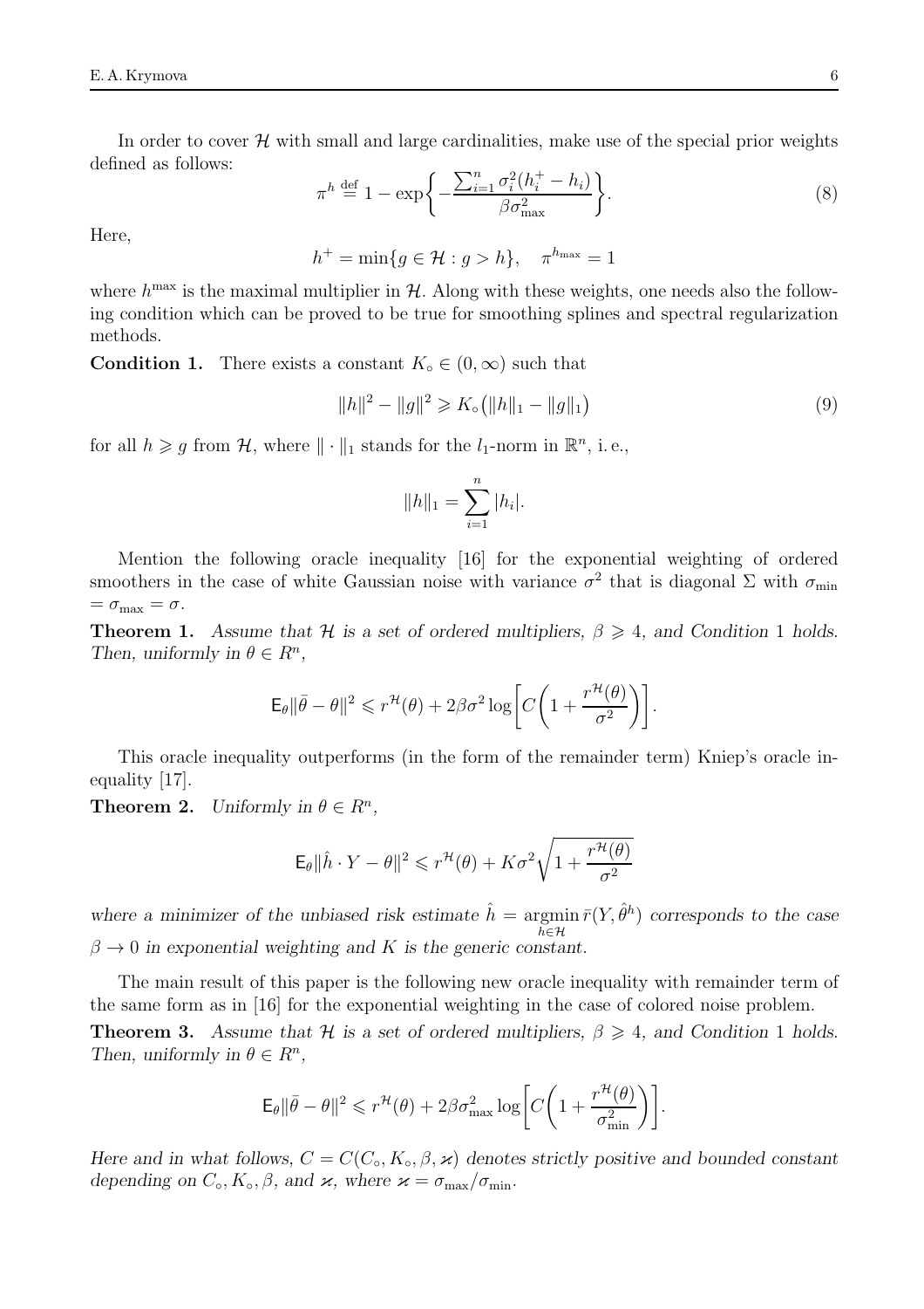In order to cover $\mathcal{H}$ with small and large cardinalities, make use of the special prior weights defined as follows:

$$\pi^h \stackrel{\text{def}}{=} 1 - \exp\left\{ -\frac{\sum_{i=1}^n \sigma_i^2 (h_i^+ - h_i)}{\beta \sigma_{\max}^2} \right\}. \tag{8}$$

Here,

$$h^+ = \min\{g \in \mathcal{H} : g > h\}, \quad \pi^{h_{\max}} = 1$$

where $h^{\max}$ is the maximal multiplier in $\mathcal{H}$. Along with these weights, one needs also the following condition which can be proved to be true for smoothing splines and spectral regularization methods.

**Condition 1.** There exists a constant $K_\circ \in (0, \infty)$ such that

$$\|h\|^2 - \|g\|^2 \geqslant K_\circ\big(\|h\|_1 - \|g\|_1\big) \tag{9}$$

for all $h \geqslant g$ from $\mathcal{H}$, where $\|\cdot\|_1$ stands for the $l_1$-norm in $\mathbb{R}^n$, i. e.,

$$\|h\|_1 = \sum_{i=1}^n |h_i|.$$

Mention the following oracle inequality [16] for the exponential weighting of ordered smoothers in the case of white Gaussian noise with variance $\sigma^2$ that is diagonal $\Sigma$ with $\sigma_{\min} = \sigma_{\max} = \sigma$.

**Theorem 1.** *Assume that $\mathcal{H}$ is a set of ordered multipliers, $\beta \geqslant 4$, and Condition 1 holds. Then, uniformly in $\theta \in R^n$,*

$$\mathsf{E}_\theta \|\bar{\theta} - \theta\|^2 \leqslant r^{\mathcal{H}}(\theta) + 2\beta\sigma^2 \log\left[C\left(1 + \frac{r^{\mathcal{H}}(\theta)}{\sigma^2}\right)\right].$$

This oracle inequality outperforms (in the form of the remainder term) Kniep's oracle inequality [17].

**Theorem 2.** *Uniformly in $\theta \in R^n$,*

$$\mathsf{E}_\theta \|\hat{h} \cdot Y - \theta\|^2 \leqslant r^{\mathcal{H}}(\theta) + K\sigma^2 \sqrt{1 + \frac{r^{\mathcal{H}}(\theta)}{\sigma^2}}$$

*where a minimizer of the unbiased risk estimate $\hat{h} = \operatorname*{argmin}_{h \in \mathcal{H}} \bar{r}(Y, \hat{\theta}^h)$ corresponds to the case $\beta \to 0$ in exponential weighting and $K$ is the generic constant.*

The main result of this paper is the following new oracle inequality with remainder term of the same form as in [16] for the exponential weighting in the case of colored noise problem.

**Theorem 3.** *Assume that $\mathcal{H}$ is a set of ordered multipliers, $\beta \geqslant 4$, and Condition 1 holds. Then, uniformly in $\theta \in R^n$,*

$$\mathsf{E}_\theta \|\bar{\theta} - \theta\|^2 \leqslant r^{\mathcal{H}}(\theta) + 2\beta\sigma_{\max}^2 \log\left[C\left(1 + \frac{r^{\mathcal{H}}(\theta)}{\sigma_{\min}^2}\right)\right].$$

*Here and in what follows, $C = C(C_\circ, K_\circ, \beta, \varkappa)$ denotes strictly positive and bounded constant depending on $C_\circ, K_\circ, \beta$, and $\varkappa$, where $\varkappa = \sigma_{\max}/\sigma_{\min}$.*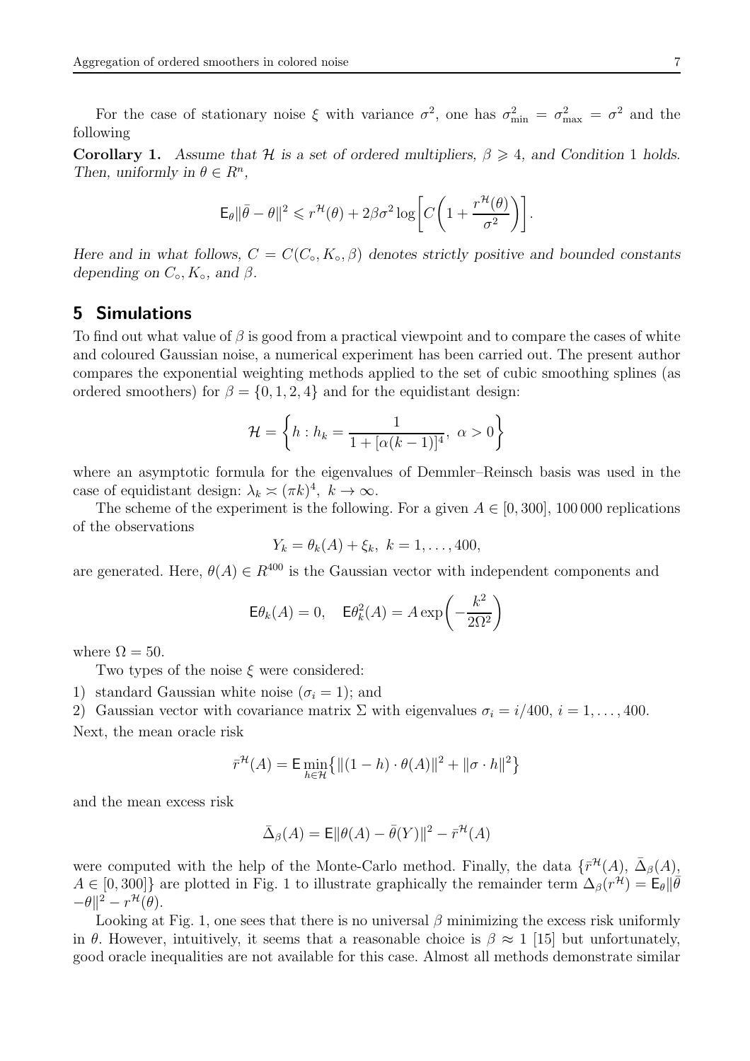For the case of stationary noise $\xi$ with variance $\sigma^2$, one has $\sigma^2_{\min} = \sigma^2_{\max} = \sigma^2$ and the following

**Corollary 1.** *Assume that $\mathcal{H}$ is a set of ordered multipliers, $\beta \geqslant 4$, and Condition 1 holds. Then, uniformly in $\theta \in R^n$,*

$$\mathsf{E}_\theta \|\bar{\theta} - \theta\|^2 \leqslant r^{\mathcal{H}}(\theta) + 2\beta\sigma^2 \log\left[C\left(1 + \frac{r^{\mathcal{H}}(\theta)}{\sigma^2}\right)\right].$$

*Here and in what follows, $C = C(C_\circ, K_\circ, \beta)$ denotes strictly positive and bounded constants depending on $C_\circ, K_\circ$, and $\beta$.*

## 5 Simulations

To find out what value of $\beta$ is good from a practical viewpoint and to compare the cases of white and coloured Gaussian noise, a numerical experiment has been carried out. The present author compares the exponential weighting methods applied to the set of cubic smoothing splines (as ordered smoothers) for $\beta = \{0, 1, 2, 4\}$ and for the equidistant design:

$$\mathcal{H} = \left\{h : h_k = \frac{1}{1 + [\alpha(k-1)]^4},\ \alpha > 0\right\}$$

where an asymptotic formula for the eigenvalues of Demmler–Reinsch basis was used in the case of equidistant design: $\lambda_k \asymp (\pi k)^4,\ k \to \infty$.

The scheme of the experiment is the following. For a given $A \in [0, 300]$, 100 000 replications of the observations

$$Y_k = \theta_k(A) + \xi_k,\ k = 1, \ldots, 400,$$

are generated. Here, $\theta(A) \in R^{400}$ is the Gaussian vector with independent components and

$$\mathsf{E}\theta_k(A) = 0, \quad \mathsf{E}\theta_k^2(A) = A\exp\left(-\frac{k^2}{2\Omega^2}\right)$$

where $\Omega = 50$.

Two types of the noise $\xi$ were considered:

1) standard Gaussian white noise ($\sigma_i = 1$); and

2) Gaussian vector with covariance matrix $\Sigma$ with eigenvalues $\sigma_i = i/400,\ i = 1, \ldots, 400$.

Next, the mean oracle risk

$$\bar{r}^{\mathcal{H}}(A) = \mathsf{E}\min_{h \in \mathcal{H}}\left\{\|(1-h)\cdot\theta(A)\|^2 + \|\sigma \cdot h\|^2\right\}$$

and the mean excess risk

$$\bar{\Delta}_\beta(A) = \mathsf{E}\|\theta(A) - \bar{\theta}(Y)\|^2 - \bar{r}^{\mathcal{H}}(A)$$

were computed with the help of the Monte-Carlo method. Finally, the data $\{\bar{r}^{\mathcal{H}}(A), \bar{\Delta}_\beta(A), A \in [0, 300]\}$ are plotted in Fig. 1 to illustrate graphically the remainder term $\Delta_\beta(r^{\mathcal{H}}) = \mathsf{E}_\theta\|\bar{\theta} - \theta\|^2 - r^{\mathcal{H}}(\theta)$.

Looking at Fig. 1, one sees that there is no universal $\beta$ minimizing the excess risk uniformly in $\theta$. However, intuitively, it seems that a reasonable choice is $\beta \approx 1$ [15] but unfortunately, good oracle inequalities are not available for this case. Almost all methods demonstrate similar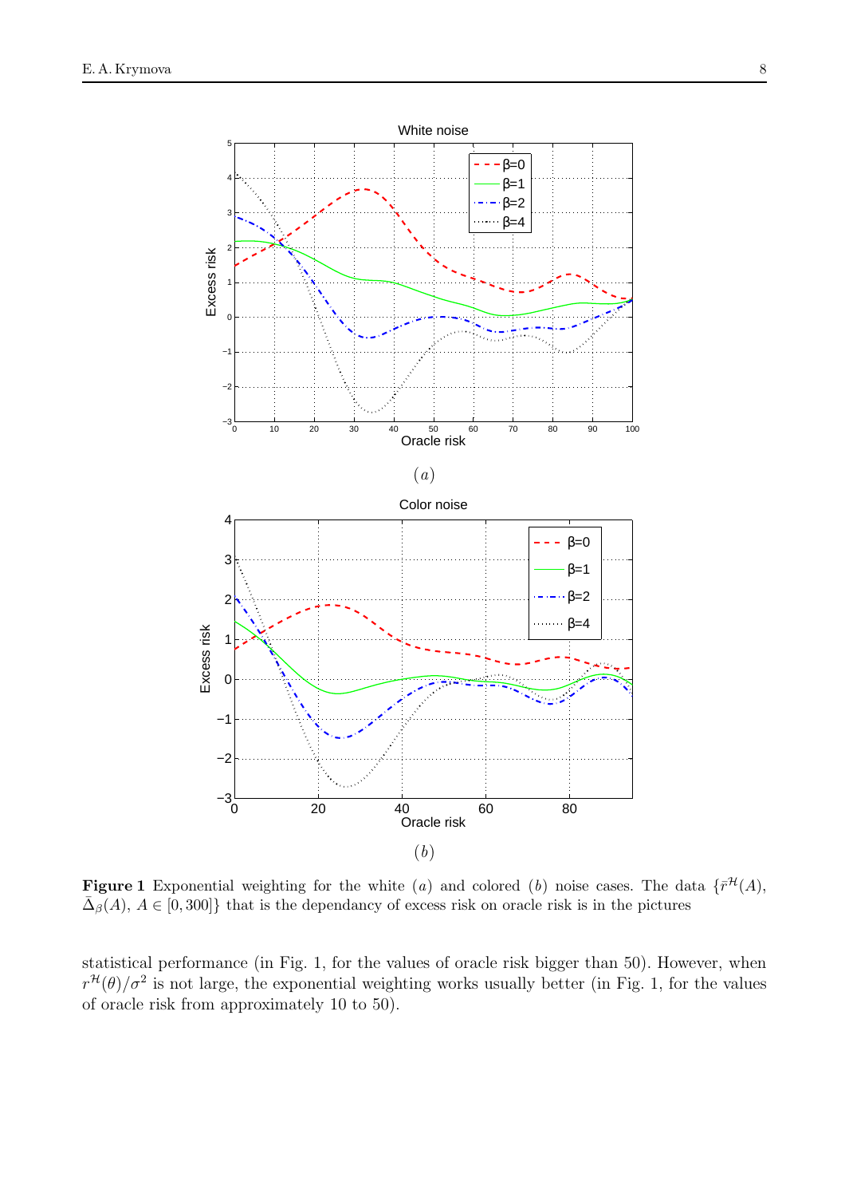(a)

(b)

**Figure 1** Exponential weighting for the white (a) and colored (b) noise cases. The data $\{\bar{r}^{\mathcal{H}}(A), \bar{\Delta}_\beta(A),\ A \in [0, 300]\}$ that is the dependancy of excess risk on oracle risk is in the pictures

statistical performance (in Fig. 1, for the values of oracle risk bigger than 50). However, when $r^{\mathcal{H}}(\theta)/\sigma^2$ is not large, the exponential weighting works usually better (in Fig. 1, for the values of oracle risk from approximately 10 to 50).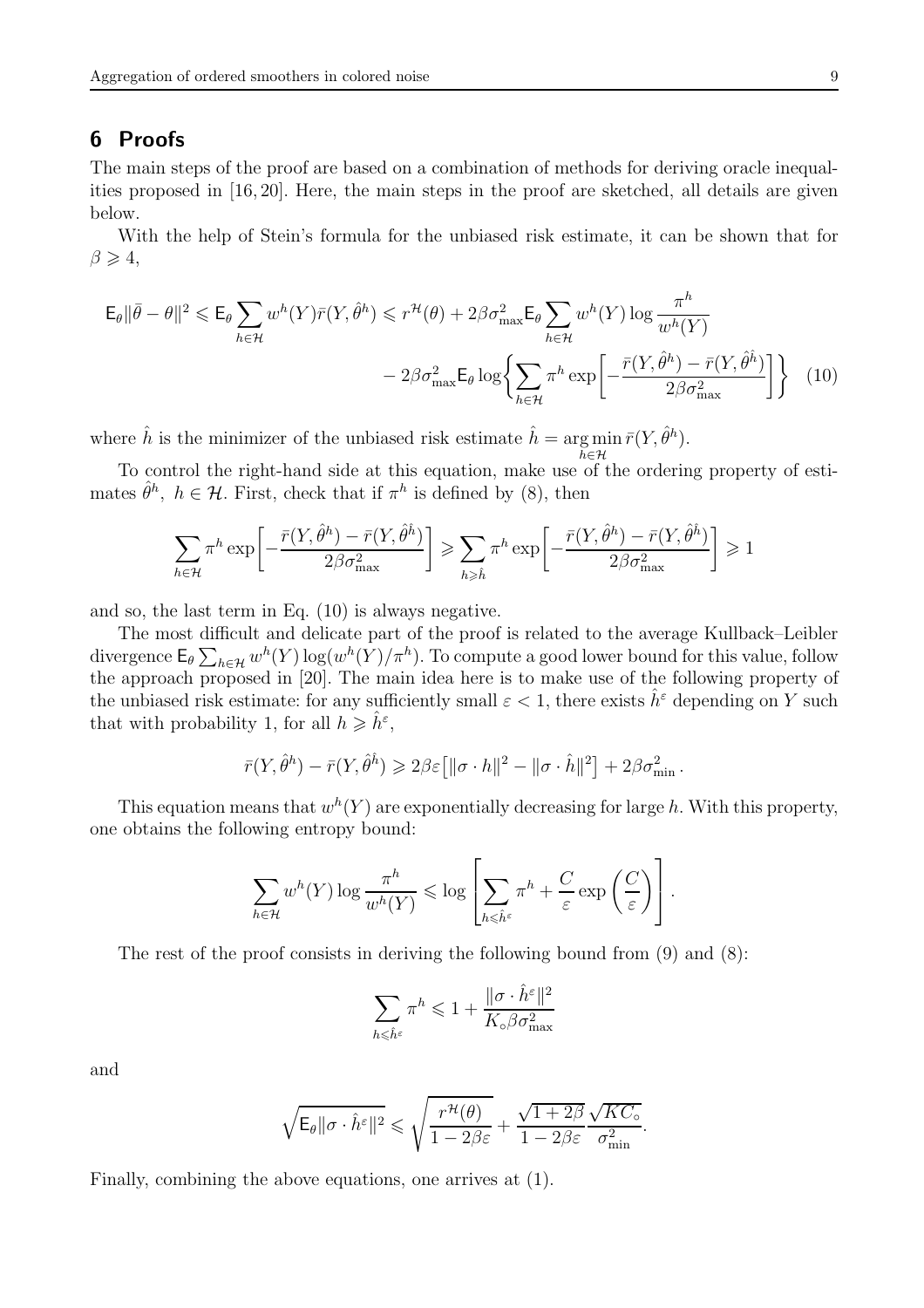## 6 Proofs

The main steps of the proof are based on a combination of methods for deriving oracle inequalities proposed in [16, 20]. Here, the main steps in the proof are sketched, all details are given below.

With the help of Stein's formula for the unbiased risk estimate, it can be shown that for $\beta \geqslant 4$,

$$
\begin{aligned}
\mathsf{E}_\theta \|\bar{\theta} - \theta\|^2 \leqslant \mathsf{E}_\theta \sum_{h\in\mathcal{H}} w^h(Y)\bar{r}(Y,\hat{\theta}^h) \leqslant r^{\mathcal{H}}(\theta) + 2\beta\sigma_{\max}^2 \mathsf{E}_\theta \sum_{h\in\mathcal{H}} w^h(Y)\log\frac{\pi^h}{w^h(Y)} \\
- 2\beta\sigma_{\max}^2 \mathsf{E}_\theta \log\left\{\sum_{h\in\mathcal{H}} \pi^h \exp\left[-\frac{\bar{r}(Y,\hat{\theta}^h) - \bar{r}(Y,\hat{\theta}^{\hat{h}})}{2\beta\sigma_{\max}^2}\right]\right\} \quad (10)
\end{aligned}
$$

where $\hat{h}$ is the minimizer of the unbiased risk estimate $\hat{h} = \arg\min_{h\in\mathcal{H}} \bar{r}(Y,\hat{\theta}^h)$.

To control the right-hand side at this equation, make use of the ordering property of estimates $\hat{\theta}^h$, $h \in \mathcal{H}$. First, check that if $\pi^h$ is defined by (8), then

$$
\sum_{h\in\mathcal{H}} \pi^h \exp\left[-\frac{\bar{r}(Y,\hat{\theta}^h) - \bar{r}(Y,\hat{\theta}^{\hat{h}})}{2\beta\sigma_{\max}^2}\right] \geqslant \sum_{h\geqslant\hat{h}} \pi^h \exp\left[-\frac{\bar{r}(Y,\hat{\theta}^h) - \bar{r}(Y,\hat{\theta}^{\hat{h}})}{2\beta\sigma_{\max}^2}\right] \geqslant 1
$$

and so, the last term in Eq. (10) is always negative.

The most difficult and delicate part of the proof is related to the average Kullback–Leibler divergence $\mathsf{E}_\theta \sum_{h\in\mathcal{H}} w^h(Y)\log(w^h(Y)/\pi^h)$. To compute a good lower bound for this value, follow the approach proposed in [20]. The main idea here is to make use of the following property of the unbiased risk estimate: for any sufficiently small $\varepsilon < 1$, there exists $\hat{h}^\varepsilon$ depending on $Y$ such that with probability 1, for all $h \geqslant \hat{h}^\varepsilon$,

$$
\bar{r}(Y,\hat{\theta}^h) - \bar{r}(Y,\hat{\theta}^{\hat{h}}) \geqslant 2\beta\varepsilon\big[\|\sigma\cdot h\|^2 - \|\sigma\cdot\hat{h}\|^2\big] + 2\beta\sigma_{\min}^2 .
$$

This equation means that $w^h(Y)$ are exponentially decreasing for large $h$. With this property, one obtains the following entropy bound:

$$
\sum_{h\in\mathcal{H}} w^h(Y)\log\frac{\pi^h}{w^h(Y)} \leqslant \log\left[\sum_{h\leqslant\hat{h}^\varepsilon} \pi^h + \frac{C}{\varepsilon}\exp\left(\frac{C}{\varepsilon}\right)\right].
$$

The rest of the proof consists in deriving the following bound from (9) and (8):

$$
\sum_{h\leqslant\hat{h}^\varepsilon} \pi^h \leqslant 1 + \frac{\|\sigma\cdot\hat{h}^\varepsilon\|^2}{K_\circ\beta\sigma_{\max}^2}
$$

and

$$
\sqrt{\mathsf{E}_\theta\|\sigma\cdot\hat{h}^\varepsilon\|^2} \leqslant \sqrt{\frac{r^{\mathcal{H}}(\theta)}{1-2\beta\varepsilon}} + \frac{\sqrt{1+2\beta}}{1-2\beta\varepsilon}\frac{\sqrt{KC_\circ}}{\sigma_{\min}^2}.
$$

Finally, combining the above equations, one arrives at (1).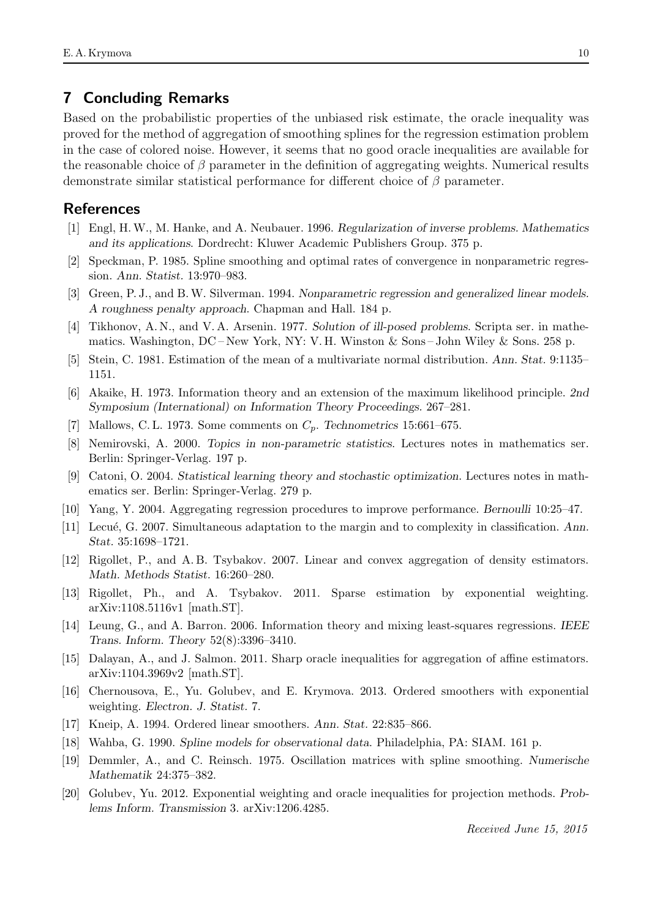## 7 Concluding Remarks

Based on the probabilistic properties of the unbiased risk estimate, the oracle inequality was proved for the method of aggregation of smoothing splines for the regression estimation problem in the case of colored noise. However, it seems that no good oracle inequalities are available for the reasonable choice of $\beta$ parameter in the definition of aggregating weights. Numerical results demonstrate similar statistical performance for different choice of $\beta$ parameter.

## References

[1] Engl, H. W., M. Hanke, and A. Neubauer. 1996. *Regularization of inverse problems. Mathematics and its applications*. Dordrecht: Kluwer Academic Publishers Group. 375 p.

[2] Speckman, P. 1985. Spline smoothing and optimal rates of convergence in nonparametric regression. *Ann. Statist.* 13:970–983.

[3] Green, P. J., and B. W. Silverman. 1994. *Nonparametric regression and generalized linear models. A roughness penalty approach*. Chapman and Hall. 184 p.

[4] Tikhonov, A. N., and V. A. Arsenin. 1977. *Solution of ill-posed problems*. Scripta ser. in mathematics. Washington, DC – New York, NY: V. H. Winston & Sons – John Wiley & Sons. 258 p.

[5] Stein, C. 1981. Estimation of the mean of a multivariate normal distribution. *Ann. Stat.* 9:1135–1151.

[6] Akaike, H. 1973. Information theory and an extension of the maximum likelihood principle. *2nd Symposium (International) on Information Theory Proceedings.* 267–281.

[7] Mallows, C. L. 1973. Some comments on $C_p$. *Technometrics* 15:661–675.

[8] Nemirovski, A. 2000. *Topics in non-parametric statistics*. Lectures notes in mathematics ser. Berlin: Springer-Verlag. 197 p.

[9] Catoni, O. 2004. *Statistical learning theory and stochastic optimization*. Lectures notes in mathematics ser. Berlin: Springer-Verlag. 279 p.

[10] Yang, Y. 2004. Aggregating regression procedures to improve performance. *Bernoulli* 10:25–47.

[11] Lecué, G. 2007. Simultaneous adaptation to the margin and to complexity in classification. *Ann. Stat.* 35:1698–1721.

[12] Rigollet, P., and A. B. Tsybakov. 2007. Linear and convex aggregation of density estimators. *Math. Methods Statist.* 16:260–280.

[13] Rigollet, Ph., and A. Tsybakov. 2011. Sparse estimation by exponential weighting. arXiv:1108.5116v1 [math.ST].

[14] Leung, G., and A. Barron. 2006. Information theory and mixing least-squares regressions. *IEEE Trans. Inform. Theory* 52(8):3396–3410.

[15] Dalayan, A., and J. Salmon. 2011. Sharp oracle inequalities for aggregation of affine estimators. arXiv:1104.3969v2 [math.ST].

[16] Chernousova, E., Yu. Golubev, and E. Krymova. 2013. Ordered smoothers with exponential weighting. *Electron. J. Statist.* 7.

[17] Kneip, A. 1994. Ordered linear smoothers. *Ann. Stat.* 22:835–866.

[18] Wahba, G. 1990. *Spline models for observational data*. Philadelphia, PA: SIAM. 161 p.

[19] Demmler, A., and C. Reinsch. 1975. Oscillation matrices with spline smoothing. *Numerische Mathematik* 24:375–382.

[20] Golubev, Yu. 2012. Exponential weighting and oracle inequalities for projection methods. *Problems Inform. Transmission* 3. arXiv:1206.4285.

*Received June 15, 2015*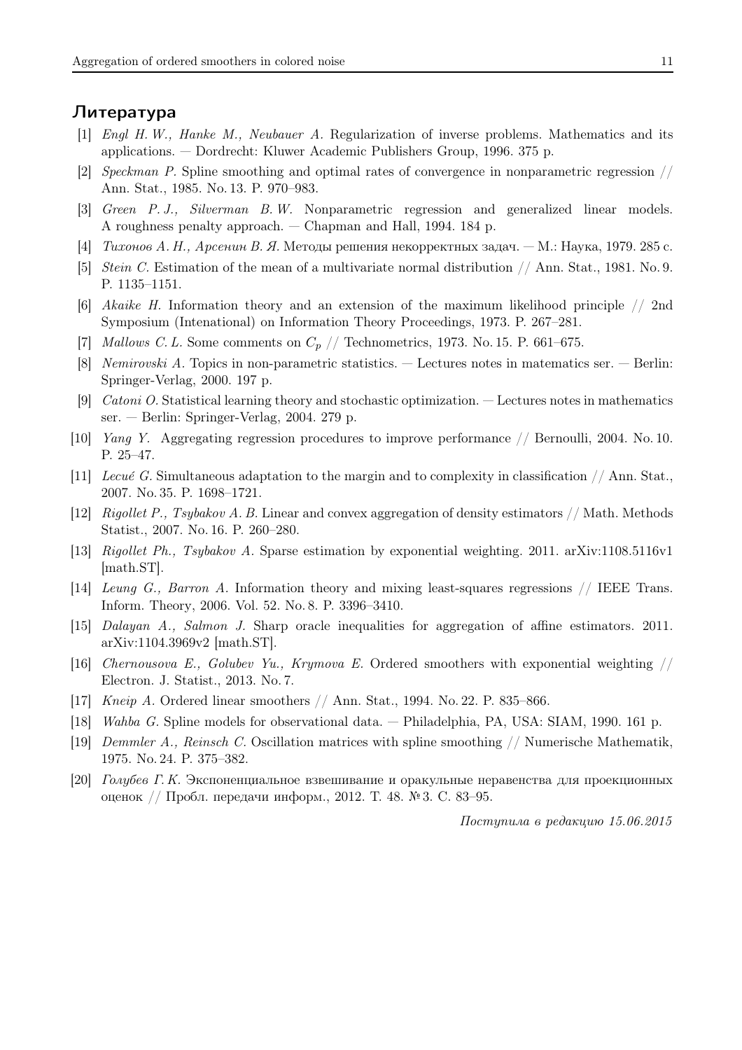## Литература

[1] *Engl H. W., Hanke M., Neubauer A.* Regularization of inverse problems. Mathematics and its applications. — Dordrecht: Kluwer Academic Publishers Group, 1996. 375 p.

[2] *Speckman P.* Spline smoothing and optimal rates of convergence in nonparametric regression // Ann. Stat., 1985. No. 13. P. 970–983.

[3] *Green P. J., Silverman B. W.* Nonparametric regression and generalized linear models. A roughness penalty approach. — Chapman and Hall, 1994. 184 p.

[4] *Тихонов А. Н., Арсенин В. Я.* Методы решения некорректных задач. — М.: Наука, 1979. 285 с.

[5] *Stein C.* Estimation of the mean of a multivariate normal distribution // Ann. Stat., 1981. No. 9. P. 1135–1151.

[6] *Akaike H.* Information theory and an extension of the maximum likelihood principle // 2nd Symposium (Intenational) on Information Theory Proceedings, 1973. P. 267–281.

[7] *Mallows C. L.* Some comments on $C_p$ // Technometrics, 1973. No. 15. P. 661–675.

[8] *Nemirovski A.* Topics in non-parametric statistics. — Lectures notes in matematics ser. — Berlin: Springer-Verlag, 2000. 197 p.

[9] *Catoni O.* Statistical learning theory and stochastic optimization. — Lectures notes in mathematics ser. — Berlin: Springer-Verlag, 2004. 279 p.

[10] *Yang Y.* Aggregating regression procedures to improve performance // Bernoulli, 2004. No. 10. P. 25–47.

[11] *Lecué G.* Simultaneous adaptation to the margin and to complexity in classification // Ann. Stat., 2007. No. 35. P. 1698–1721.

[12] *Rigollet P., Tsybakov A. B.* Linear and convex aggregation of density estimators // Math. Methods Statist., 2007. No. 16. P. 260–280.

[13] *Rigollet Ph., Tsybakov A.* Sparse estimation by exponential weighting. 2011. arXiv:1108.5116v1 [math.ST].

[14] *Leung G., Barron A.* Information theory and mixing least-squares regressions // IEEE Trans. Inform. Theory, 2006. Vol. 52. No. 8. P. 3396–3410.

[15] *Dalayan A., Salmon J.* Sharp oracle inequalities for aggregation of affine estimators. 2011. arXiv:1104.3969v2 [math.ST].

[16] *Chernousova E., Golubev Yu., Krymova E.* Ordered smoothers with exponential weighting // Electron. J. Statist., 2013. No. 7.

[17] *Kneip A.* Ordered linear smoothers // Ann. Stat., 1994. No. 22. P. 835–866.

[18] *Wahba G.* Spline models for observational data. — Philadelphia, PA, USA: SIAM, 1990. 161 p.

[19] *Demmler A., Reinsch C.* Oscillation matrices with spline smoothing // Numerische Mathematik, 1975. No. 24. P. 375–382.

[20] *Голубев Г. К.* Экспоненциальное взвешивание и оракульные неравенства для проекционных оценок // Пробл. передачи информ., 2012. Т. 48. № 3. С. 83–95.

*Поступила в редакцию 15.06.2015*